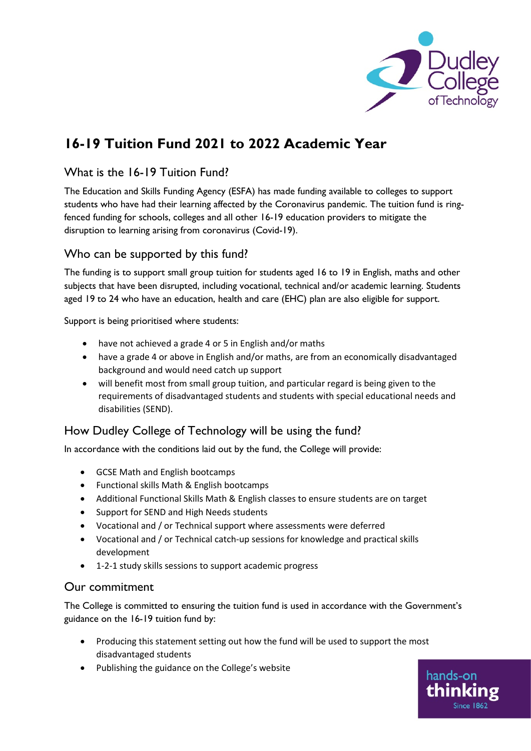# 16-19 Tuition Fund 2021 to 2022 Academic Year

## What is the 16-19 Tuition Fund?

The Education and Skills Funding Agency (ESFA) has made funding available to colleges to support students who have had their learning affected by the Coronavirus pandemic. The tuition fund is ring-fenced funding for schools, colleges and all other 16-19 education providers to mitigate the disruption to learning arising from coronavirus (Covid-19).

## Who can be supported by this fund?

The funding is to support small group tuition for students aged 16 to 19 in English, maths and other subjects that have been disrupted, including vocational, technical and/or academic learning. Students aged 19 to 24 who have an education, health and care (EHC) plan are also eligible for support.

Support is being prioritised where students:

- have not achieved a grade 4 or 5 in English and/or maths
- have a grade 4 or above in English and/or maths, are from an economically disadvantaged background and would need catch up support
- will benefit most from small group tuition, and particular regard is being given to the requirements of disadvantaged students and students with special educational needs and disabilities (SEND).

## How Dudley College of Technology will be using the fund?

In accordance with the conditions laid out by the fund, the College will provide:

- GCSE Math and English bootcamps
- Functional skills Math & English bootcamps
- Additional Functional Skills Math & English classes to ensure students are on target
- Support for SEND and High Needs students
- Vocational and / or Technical support where assessments were deferred
- Vocational and / or Technical catch-up sessions for knowledge and practical skills development
- 1-2-1 study skills sessions to support academic progress

## Our commitment

The College is committed to ensuring the tuition fund is used in accordance with the Government's guidance on the 16-19 tuition fund by:

- Producing this statement setting out how the fund will be used to support the most disadvantaged students
- Publishing the guidance on the College's website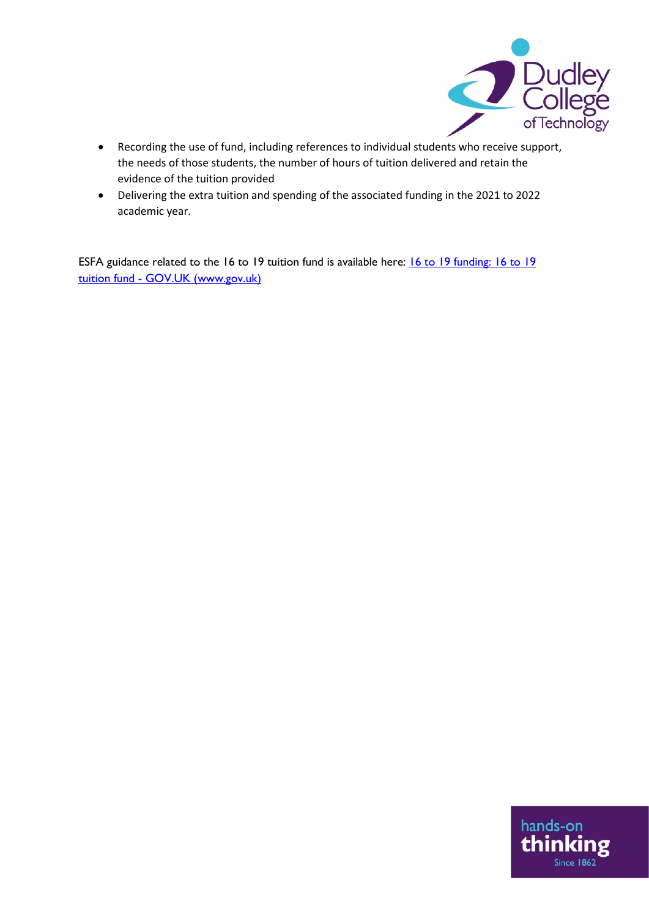- Recording the use of fund, including references to individual students who receive support, the needs of those students, the number of hours of tuition delivered and retain the evidence of the tuition provided
- Delivering the extra tuition and spending of the associated funding in the 2021 to 2022 academic year.

ESFA guidance related to the 16 to 19 tuition fund is available here: [16 to 19 funding: 16 to 19 tuition fund - GOV.UK (www.gov.uk)](https://www.gov.uk)